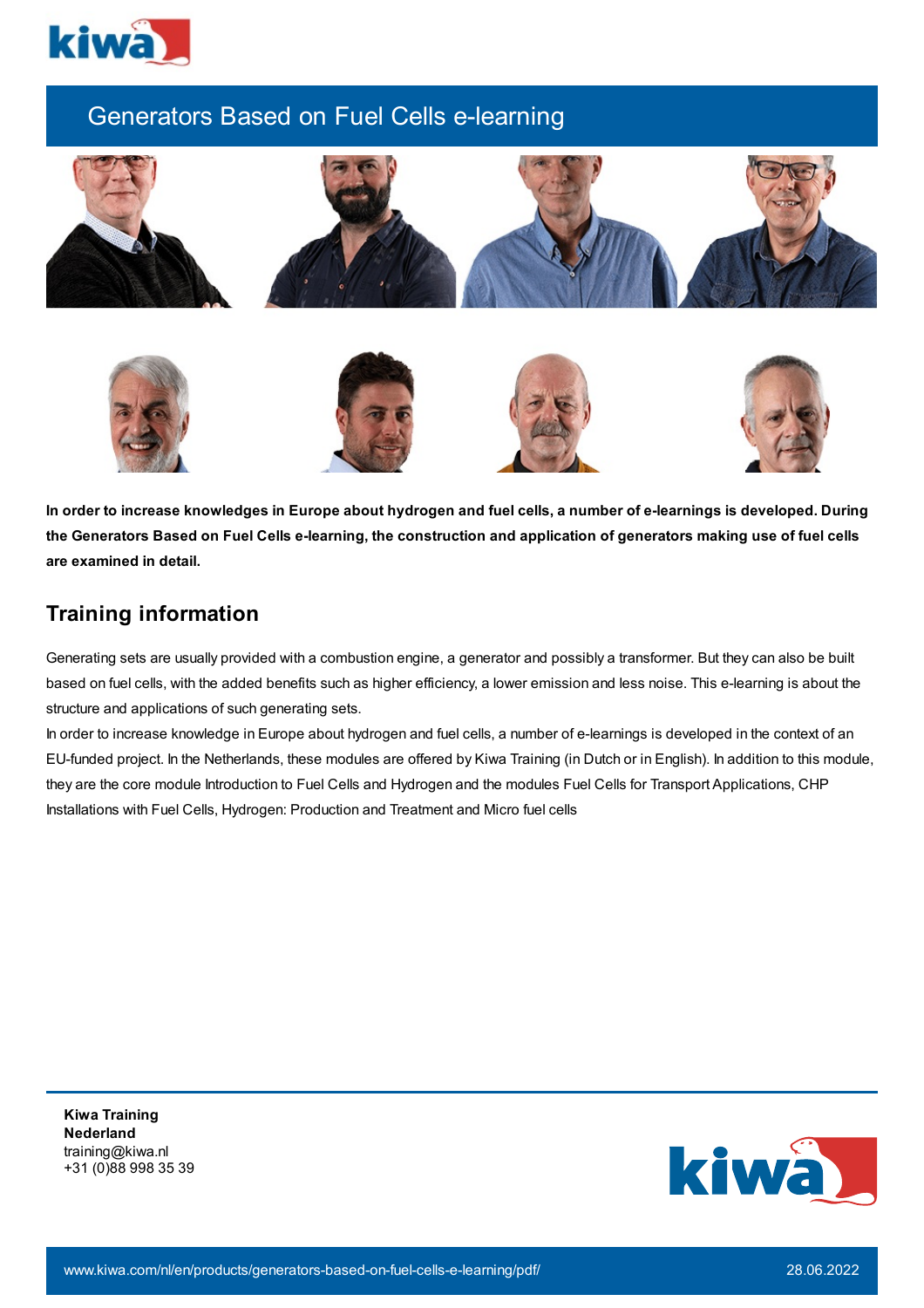# Generators Based on Fuel Cells e-learning

**In order to increase knowledges in Europe about hydrogen and fuel cells, a number of e-learnings is developed. During the Generators Based on Fuel Cells e-learning, the construction and application of generators making use of fuel cells are examined in detail.**

## Training information

Generating sets are usually provided with a combustion engine, a generator and possibly a transformer. But they can also be built based on fuel cells, with the added benefits such as higher efficiency, a lower emission and less noise. This e-learning is about the structure and applications of such generating sets.

In order to increase knowledge in Europe about hydrogen and fuel cells, a number of e-learnings is developed in the context of an EU-funded project. In the Netherlands, these modules are offered by Kiwa Training (in Dutch or in English). In addition to this module, they are the core module Introduction to Fuel Cells and Hydrogen and the modules Fuel Cells for Transport Applications, CHP Installations with Fuel Cells, Hydrogen: Production and Treatment and Micro fuel cells

**Kiwa Training Nederland**
training@kiwa.nl
+31 (0)88 998 35 39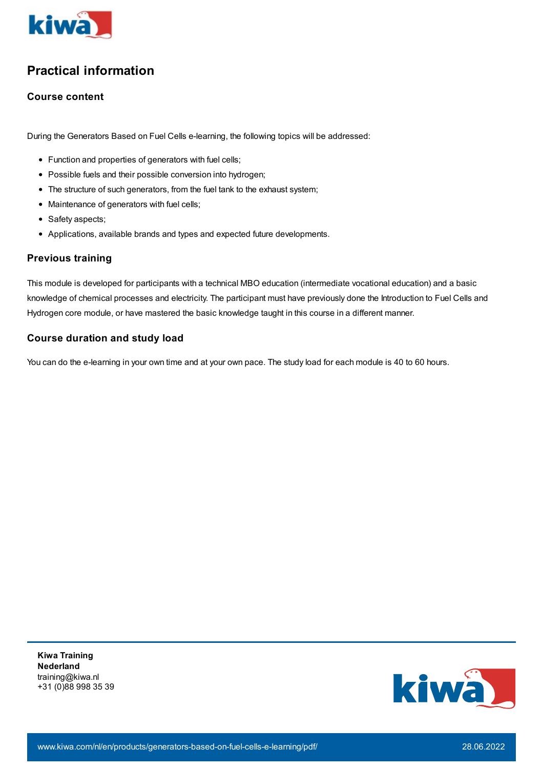## Practical information

### Course content

During the Generators Based on Fuel Cells e-learning, the following topics will be addressed:

- Function and properties of generators with fuel cells;
- Possible fuels and their possible conversion into hydrogen;
- The structure of such generators, from the fuel tank to the exhaust system;
- Maintenance of generators with fuel cells;
- Safety aspects;
- Applications, available brands and types and expected future developments.

### Previous training

This module is developed for participants with a technical MBO education (intermediate vocational education) and a basic knowledge of chemical processes and electricity. The participant must have previously done the Introduction to Fuel Cells and Hydrogen core module, or have mastered the basic knowledge taught in this course in a different manner.

### Course duration and study load

You can do the e-learning in your own time and at your own pace. The study load for each module is 40 to 60 hours.

**Kiwa Training Nederland**
training@kiwa.nl
+31 (0)88 998 35 39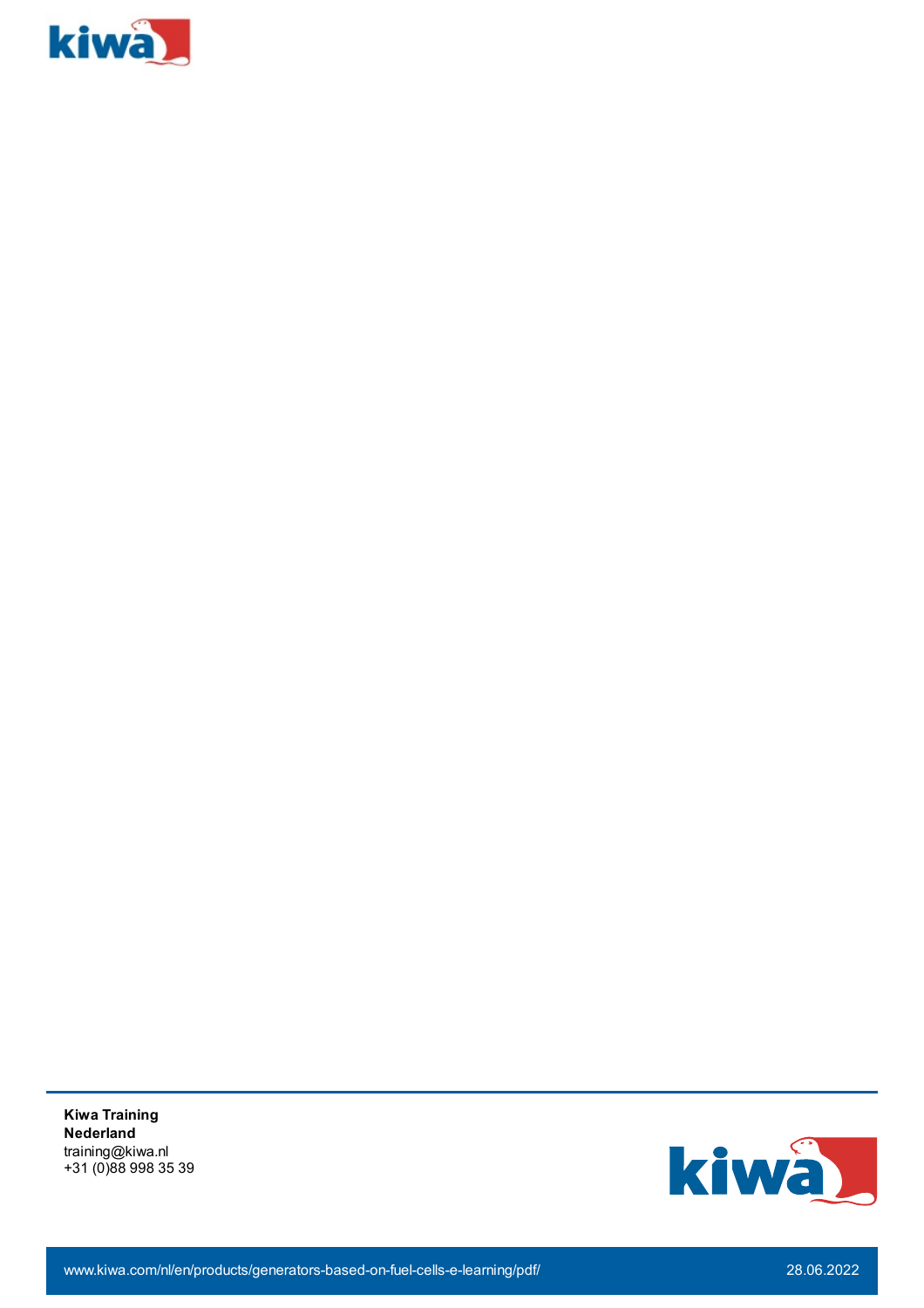**Kiwa Training**
**Nederland**
training@kiwa.nl
+31 (0)88 998 35 39

www.kiwa.com/nl/en/products/generators-based-on-fuel-cells-e-learning/pdf/

28.06.2022